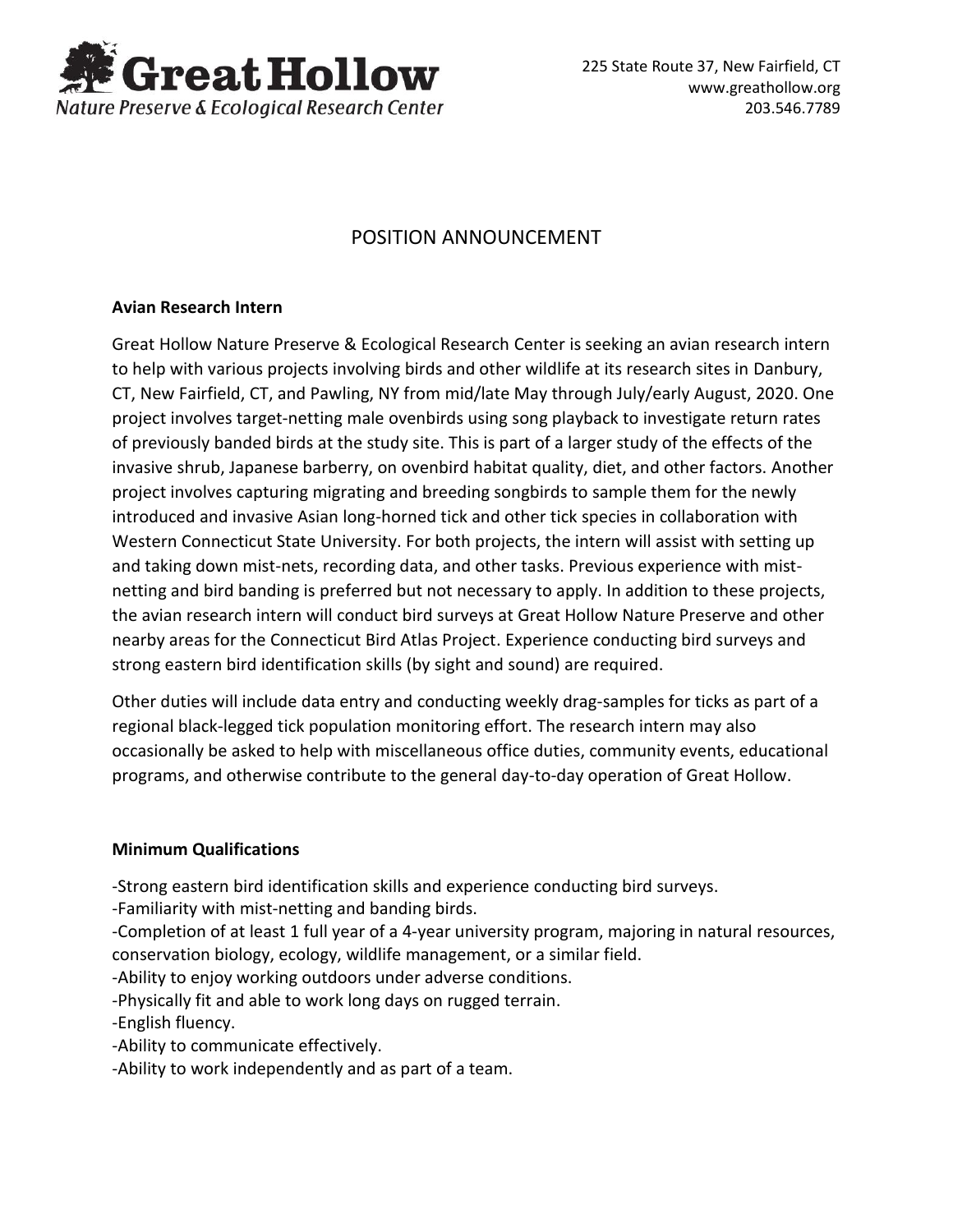**Great Hollow**
*Nature Preserve & Ecological Research Center*

225 State Route 37, New Fairfield, CT
www.greathollow.org
203.546.7789

# POSITION ANNOUNCEMENT

## Avian Research Intern

Great Hollow Nature Preserve & Ecological Research Center is seeking an avian research intern to help with various projects involving birds and other wildlife at its research sites in Danbury, CT, New Fairfield, CT, and Pawling, NY from mid/late May through July/early August, 2020. One project involves target-netting male ovenbirds using song playback to investigate return rates of previously banded birds at the study site. This is part of a larger study of the effects of the invasive shrub, Japanese barberry, on ovenbird habitat quality, diet, and other factors. Another project involves capturing migrating and breeding songbirds to sample them for the newly introduced and invasive Asian long-horned tick and other tick species in collaboration with Western Connecticut State University. For both projects, the intern will assist with setting up and taking down mist-nets, recording data, and other tasks. Previous experience with mist-netting and bird banding is preferred but not necessary to apply. In addition to these projects, the avian research intern will conduct bird surveys at Great Hollow Nature Preserve and other nearby areas for the Connecticut Bird Atlas Project. Experience conducting bird surveys and strong eastern bird identification skills (by sight and sound) are required.

Other duties will include data entry and conducting weekly drag-samples for ticks as part of a regional black-legged tick population monitoring effort. The research intern may also occasionally be asked to help with miscellaneous office duties, community events, educational programs, and otherwise contribute to the general day-to-day operation of Great Hollow.

## Minimum Qualifications

- Strong eastern bird identification skills and experience conducting bird surveys.
- Familiarity with mist-netting and banding birds.
- Completion of at least 1 full year of a 4-year university program, majoring in natural resources, conservation biology, ecology, wildlife management, or a similar field.
- Ability to enjoy working outdoors under adverse conditions.
- Physically fit and able to work long days on rugged terrain.
- English fluency.
- Ability to communicate effectively.
- Ability to work independently and as part of a team.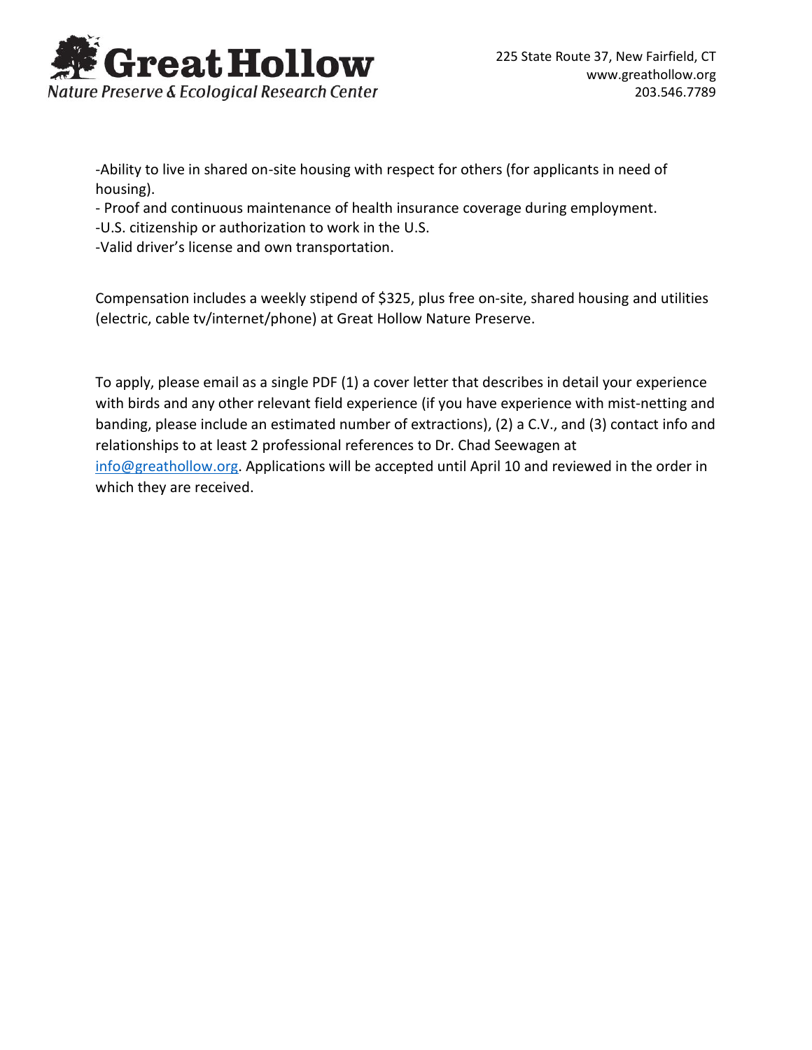-Ability to live in shared on-site housing with respect for others (for applicants in need of housing).
- Proof and continuous maintenance of health insurance coverage during employment.
-U.S. citizenship or authorization to work in the U.S.
-Valid driver's license and own transportation.

Compensation includes a weekly stipend of $325, plus free on-site, shared housing and utilities (electric, cable tv/internet/phone) at Great Hollow Nature Preserve.

To apply, please email as a single PDF (1) a cover letter that describes in detail your experience with birds and any other relevant field experience (if you have experience with mist-netting and banding, please include an estimated number of extractions), (2) a C.V., and (3) contact info and relationships to at least 2 professional references to Dr. Chad Seewagen at info@greathollow.org. Applications will be accepted until April 10 and reviewed in the order in which they are received.